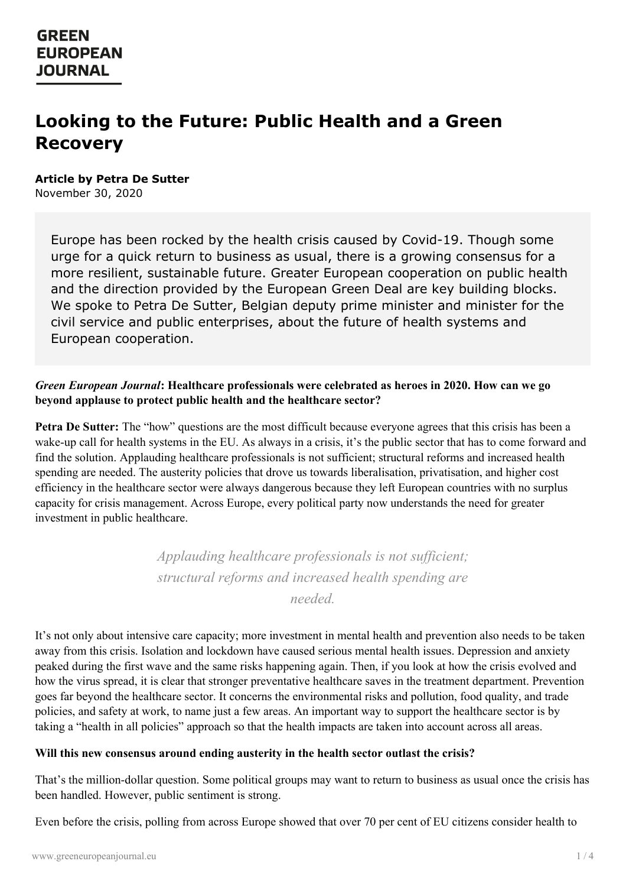# Looking to the Future: Public Health and a Green Recovery

**Article by Petra De Sutter**
November 30, 2020

> Europe has been rocked by the health crisis caused by Covid-19. Though some urge for a quick return to business as usual, there is a growing consensus for a more resilient, sustainable future. Greater European cooperation on public health and the direction provided by the European Green Deal are key building blocks. We spoke to Petra De Sutter, Belgian deputy prime minister and minister for the civil service and public enterprises, about the future of health systems and European cooperation.

***Green European Journal*: Healthcare professionals were celebrated as heroes in 2020. How can we go beyond applause to protect public health and the healthcare sector?**

**Petra De Sutter:** The "how" questions are the most difficult because everyone agrees that this crisis has been a wake-up call for health systems in the EU. As always in a crisis, it's the public sector that has to come forward and find the solution. Applauding healthcare professionals is not sufficient; structural reforms and increased health spending are needed. The austerity policies that drove us towards liberalisation, privatisation, and higher cost efficiency in the healthcare sector were always dangerous because they left European countries with no surplus capacity for crisis management. Across Europe, every political party now understands the need for greater investment in public healthcare.

> *Applauding healthcare professionals is not sufficient; structural reforms and increased health spending are needed.*

It's not only about intensive care capacity; more investment in mental health and prevention also needs to be taken away from this crisis. Isolation and lockdown have caused serious mental health issues. Depression and anxiety peaked during the first wave and the same risks happening again. Then, if you look at how the crisis evolved and how the virus spread, it is clear that stronger preventative healthcare saves in the treatment department. Prevention goes far beyond the healthcare sector. It concerns the environmental risks and pollution, food quality, and trade policies, and safety at work, to name just a few areas. An important way to support the healthcare sector is by taking a "health in all policies" approach so that the health impacts are taken into account across all areas.

**Will this new consensus around ending austerity in the health sector outlast the crisis?**

That's the million-dollar question. Some political groups may want to return to business as usual once the crisis has been handled. However, public sentiment is strong.

Even before the crisis, polling from across Europe showed that over 70 per cent of EU citizens consider health to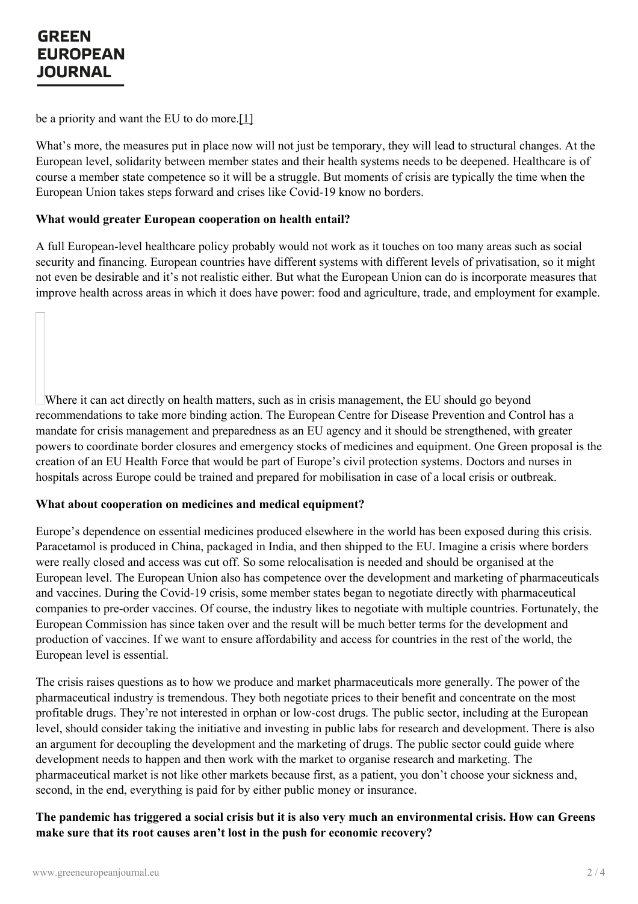be a priority and want the EU to do more.[1]

What's more, the measures put in place now will not just be temporary, they will lead to structural changes. At the European level, solidarity between member states and their health systems needs to be deepened. Healthcare is of course a member state competence so it will be a struggle. But moments of crisis are typically the time when the European Union takes steps forward and crises like Covid-19 know no borders.

**What would greater European cooperation on health entail?**

A full European-level healthcare policy probably would not work as it touches on too many areas such as social security and financing. European countries have different systems with different levels of privatisation, so it might not even be desirable and it's not realistic either. But what the European Union can do is incorporate measures that improve health across areas in which it does have power: food and agriculture, trade, and employment for example.

Where it can act directly on health matters, such as in crisis management, the EU should go beyond recommendations to take more binding action. The European Centre for Disease Prevention and Control has a mandate for crisis management and preparedness as an EU agency and it should be strengthened, with greater powers to coordinate border closures and emergency stocks of medicines and equipment. One Green proposal is the creation of an EU Health Force that would be part of Europe's civil protection systems. Doctors and nurses in hospitals across Europe could be trained and prepared for mobilisation in case of a local crisis or outbreak.

**What about cooperation on medicines and medical equipment?**

Europe's dependence on essential medicines produced elsewhere in the world has been exposed during this crisis. Paracetamol is produced in China, packaged in India, and then shipped to the EU. Imagine a crisis where borders were really closed and access was cut off. So some relocalisation is needed and should be organised at the European level. The European Union also has competence over the development and marketing of pharmaceuticals and vaccines. During the Covid-19 crisis, some member states began to negotiate directly with pharmaceutical companies to pre-order vaccines. Of course, the industry likes to negotiate with multiple countries. Fortunately, the European Commission has since taken over and the result will be much better terms for the development and production of vaccines. If we want to ensure affordability and access for countries in the rest of the world, the European level is essential.

The crisis raises questions as to how we produce and market pharmaceuticals more generally. The power of the pharmaceutical industry is tremendous. They both negotiate prices to their benefit and concentrate on the most profitable drugs. They're not interested in orphan or low-cost drugs. The public sector, including at the European level, should consider taking the initiative and investing in public labs for research and development. There is also an argument for decoupling the development and the marketing of drugs. The public sector could guide where development needs to happen and then work with the market to organise research and marketing. The pharmaceutical market is not like other markets because first, as a patient, you don't choose your sickness and, second, in the end, everything is paid for by either public money or insurance.

**The pandemic has triggered a social crisis but it is also very much an environmental crisis. How can Greens make sure that its root causes aren't lost in the push for economic recovery?**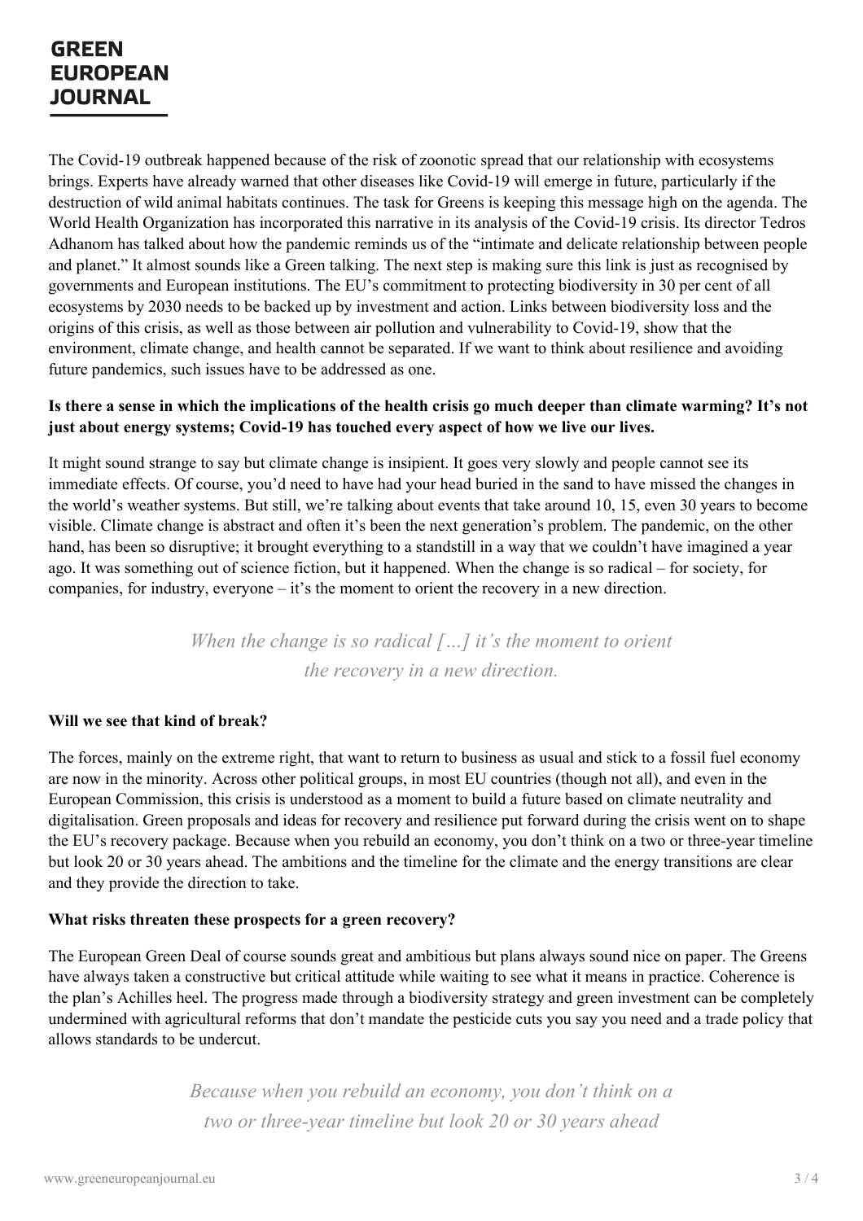The Covid-19 outbreak happened because of the risk of zoonotic spread that our relationship with ecosystems brings. Experts have already warned that other diseases like Covid-19 will emerge in future, particularly if the destruction of wild animal habitats continues. The task for Greens is keeping this message high on the agenda. The World Health Organization has incorporated this narrative in its analysis of the Covid-19 crisis. Its director Tedros Adhanom has talked about how the pandemic reminds us of the "intimate and delicate relationship between people and planet." It almost sounds like a Green talking. The next step is making sure this link is just as recognised by governments and European institutions. The EU's commitment to protecting biodiversity in 30 per cent of all ecosystems by 2030 needs to be backed up by investment and action. Links between biodiversity loss and the origins of this crisis, as well as those between air pollution and vulnerability to Covid-19, show that the environment, climate change, and health cannot be separated. If we want to think about resilience and avoiding future pandemics, such issues have to be addressed as one.

**Is there a sense in which the implications of the health crisis go much deeper than climate warming? It's not just about energy systems; Covid-19 has touched every aspect of how we live our lives.**

It might sound strange to say but climate change is insipient. It goes very slowly and people cannot see its immediate effects. Of course, you'd need to have had your head buried in the sand to have missed the changes in the world's weather systems. But still, we're talking about events that take around 10, 15, even 30 years to become visible. Climate change is abstract and often it's been the next generation's problem. The pandemic, on the other hand, has been so disruptive; it brought everything to a standstill in a way that we couldn't have imagined a year ago. It was something out of science fiction, but it happened. When the change is so radical – for society, for companies, for industry, everyone – it's the moment to orient the recovery in a new direction.

*When the change is so radical […] it's the moment to orient the recovery in a new direction.*

**Will we see that kind of break?**

The forces, mainly on the extreme right, that want to return to business as usual and stick to a fossil fuel economy are now in the minority. Across other political groups, in most EU countries (though not all), and even in the European Commission, this crisis is understood as a moment to build a future based on climate neutrality and digitalisation. Green proposals and ideas for recovery and resilience put forward during the crisis went on to shape the EU's recovery package. Because when you rebuild an economy, you don't think on a two or three-year timeline but look 20 or 30 years ahead. The ambitions and the timeline for the climate and the energy transitions are clear and they provide the direction to take.

**What risks threaten these prospects for a green recovery?**

The European Green Deal of course sounds great and ambitious but plans always sound nice on paper. The Greens have always taken a constructive but critical attitude while waiting to see what it means in practice. Coherence is the plan's Achilles heel. The progress made through a biodiversity strategy and green investment can be completely undermined with agricultural reforms that don't mandate the pesticide cuts you say you need and a trade policy that allows standards to be undercut.

*Because when you rebuild an economy, you don't think on a two or three-year timeline but look 20 or 30 years ahead*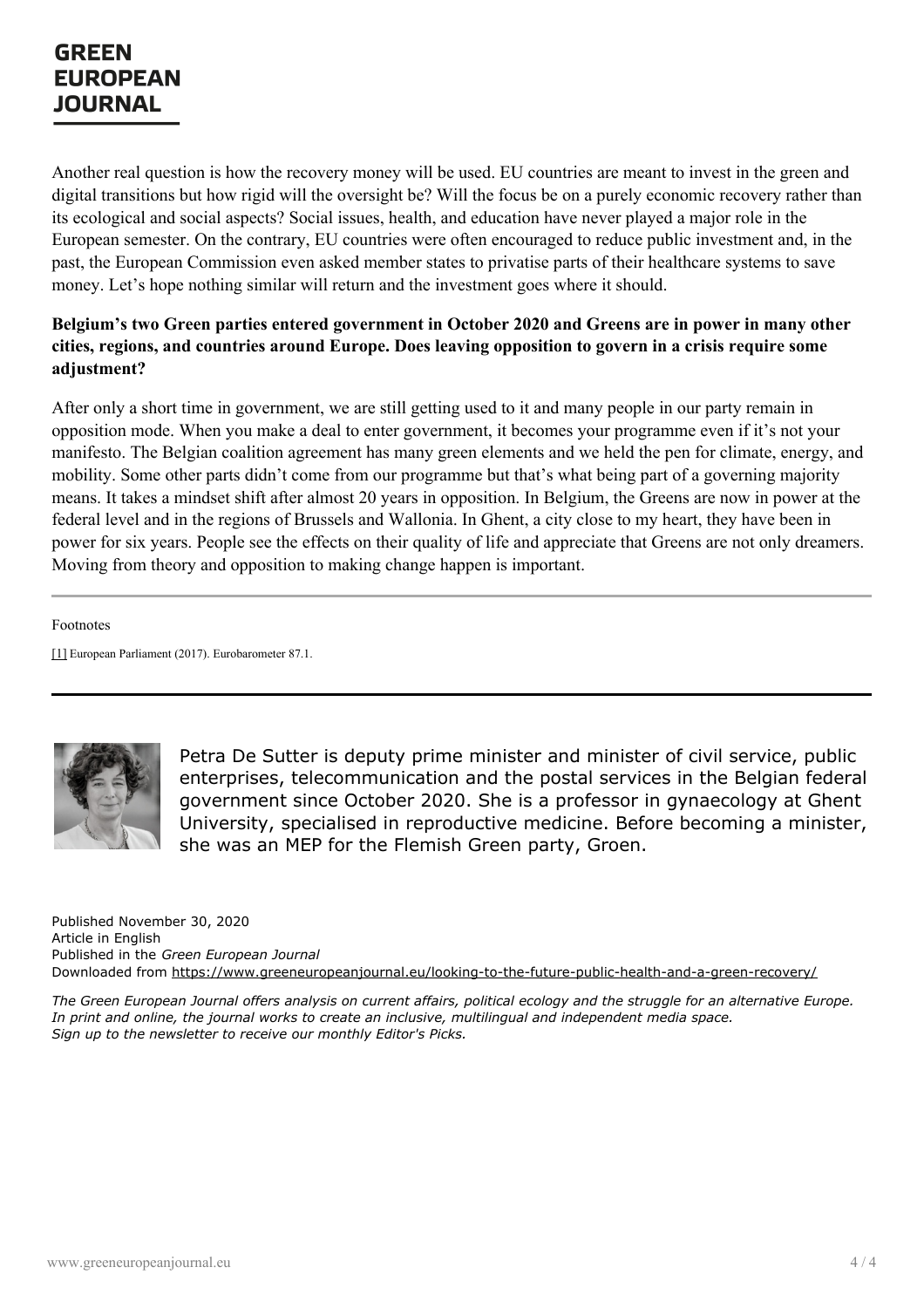Another real question is how the recovery money will be used. EU countries are meant to invest in the green and digital transitions but how rigid will the oversight be? Will the focus be on a purely economic recovery rather than its ecological and social aspects? Social issues, health, and education have never played a major role in the European semester. On the contrary, EU countries were often encouraged to reduce public investment and, in the past, the European Commission even asked member states to privatise parts of their healthcare systems to save money. Let's hope nothing similar will return and the investment goes where it should.

**Belgium's two Green parties entered government in October 2020 and Greens are in power in many other cities, regions, and countries around Europe. Does leaving opposition to govern in a crisis require some adjustment?**

After only a short time in government, we are still getting used to it and many people in our party remain in opposition mode. When you make a deal to enter government, it becomes your programme even if it's not your manifesto. The Belgian coalition agreement has many green elements and we held the pen for climate, energy, and mobility. Some other parts didn't come from our programme but that's what being part of a governing majority means. It takes a mindset shift after almost 20 years in opposition. In Belgium, the Greens are now in power at the federal level and in the regions of Brussels and Wallonia. In Ghent, a city close to my heart, they have been in power for six years. People see the effects on their quality of life and appreciate that Greens are not only dreamers. Moving from theory and opposition to making change happen is important.

---

Footnotes

[1] European Parliament (2017). Eurobarometer 87.1.

---

Petra De Sutter is deputy prime minister and minister of civil service, public enterprises, telecommunication and the postal services in the Belgian federal government since October 2020. She is a professor in gynaecology at Ghent University, specialised in reproductive medicine. Before becoming a minister, she was an MEP for the Flemish Green party, Groen.

Published November 30, 2020
Article in English
Published in the *Green European Journal*
Downloaded from https://www.greeneuropeanjournal.eu/looking-to-the-future-public-health-and-a-green-recovery/

*The Green European Journal offers analysis on current affairs, political ecology and the struggle for an alternative Europe. In print and online, the journal works to create an inclusive, multilingual and independent media space. Sign up to the newsletter to receive our monthly Editor's Picks.*